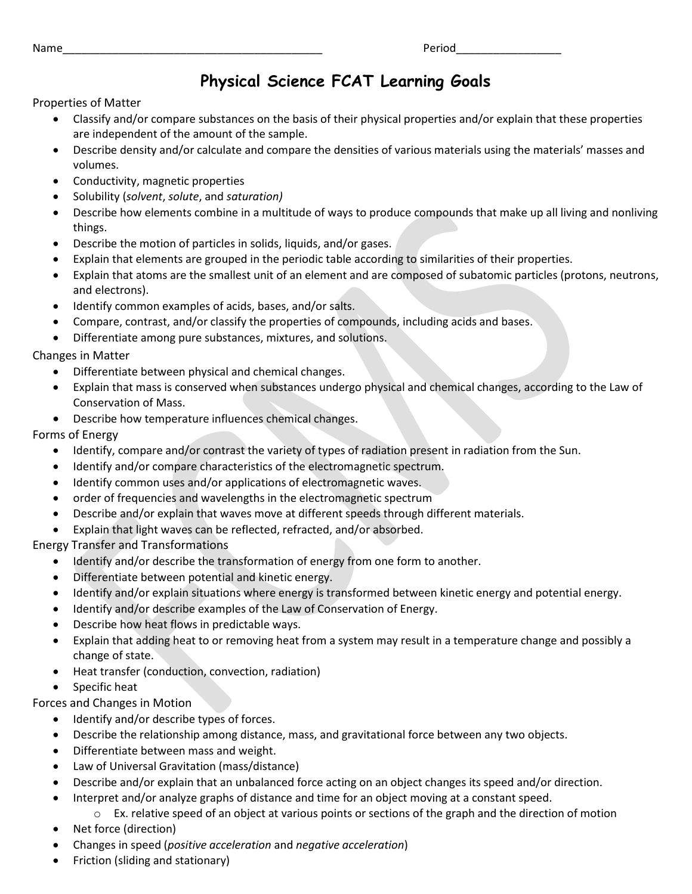Name__________________________________________ Period_________________

# Physical Science FCAT Learning Goals

## Properties of Matter

- Classify and/or compare substances on the basis of their physical properties and/or explain that these properties are independent of the amount of the sample.
- Describe density and/or calculate and compare the densities of various materials using the materials' masses and volumes.
- Conductivity, magnetic properties
- Solubility (*solvent*, *solute*, and *saturation)*
- Describe how elements combine in a multitude of ways to produce compounds that make up all living and nonliving things.
- Describe the motion of particles in solids, liquids, and/or gases.
- Explain that elements are grouped in the periodic table according to similarities of their properties.
- Explain that atoms are the smallest unit of an element and are composed of subatomic particles (protons, neutrons, and electrons).
- Identify common examples of acids, bases, and/or salts.
- Compare, contrast, and/or classify the properties of compounds, including acids and bases.
- Differentiate among pure substances, mixtures, and solutions.

## Changes in Matter

- Differentiate between physical and chemical changes.
- Explain that mass is conserved when substances undergo physical and chemical changes, according to the Law of Conservation of Mass.
- Describe how temperature influences chemical changes.

## Forms of Energy

- Identify, compare and/or contrast the variety of types of radiation present in radiation from the Sun.
- Identify and/or compare characteristics of the electromagnetic spectrum.
- Identify common uses and/or applications of electromagnetic waves.
- order of frequencies and wavelengths in the electromagnetic spectrum
- Describe and/or explain that waves move at different speeds through different materials.
- Explain that light waves can be reflected, refracted, and/or absorbed.

## Energy Transfer and Transformations

- Identify and/or describe the transformation of energy from one form to another.
- Differentiate between potential and kinetic energy.
- Identify and/or explain situations where energy is transformed between kinetic energy and potential energy.
- Identify and/or describe examples of the Law of Conservation of Energy.
- Describe how heat flows in predictable ways.
- Explain that adding heat to or removing heat from a system may result in a temperature change and possibly a change of state.
- Heat transfer (conduction, convection, radiation)
- Specific heat

## Forces and Changes in Motion

- Identify and/or describe types of forces.
- Describe the relationship among distance, mass, and gravitational force between any two objects.
- Differentiate between mass and weight.
- Law of Universal Gravitation (mass/distance)
- Describe and/or explain that an unbalanced force acting on an object changes its speed and/or direction.
- Interpret and/or analyze graphs of distance and time for an object moving at a constant speed.
  - Ex. relative speed of an object at various points or sections of the graph and the direction of motion
- Net force (direction)
- Changes in speed (*positive acceleration* and *negative acceleration*)
- Friction (sliding and stationary)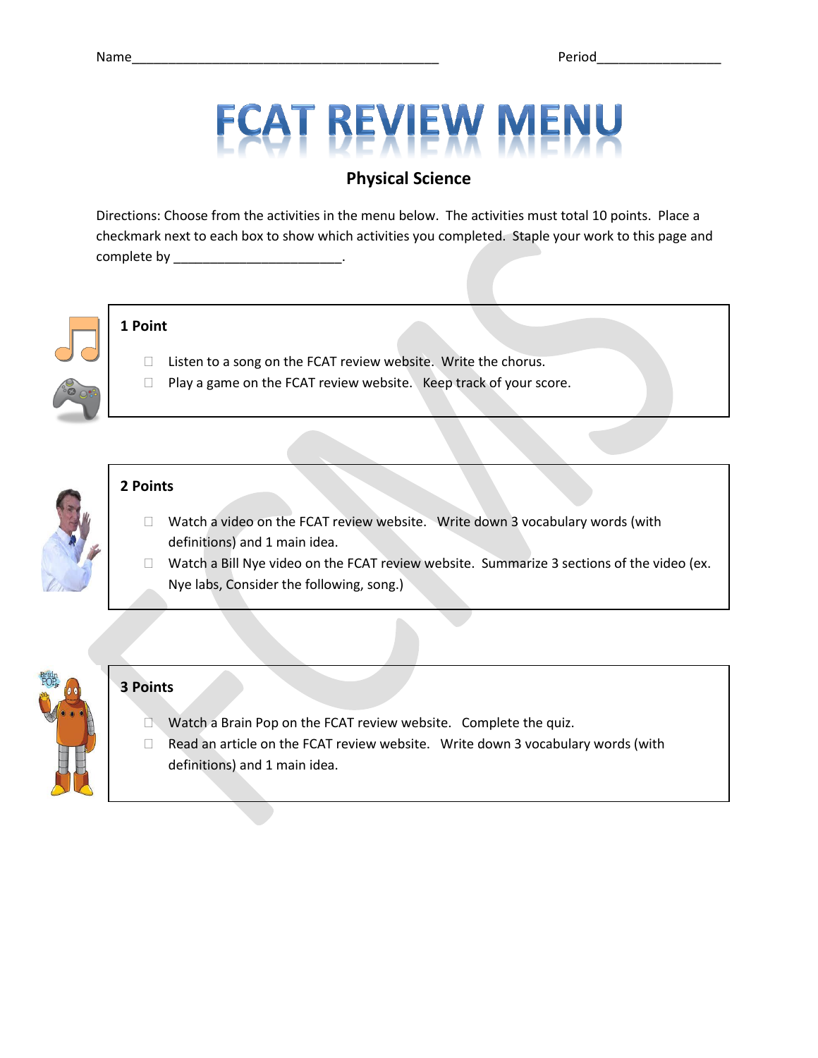Name__________________________________________ Period_________________

# FCAT REVIEW MENU

## Physical Science

Directions: Choose from the activities in the menu below. The activities must total 10 points. Place a checkmark next to each box to show which activities you completed. Staple your work to this page and complete by _______________________.

### 1 Point

- ☐ Listen to a song on the FCAT review website. Write the chorus.
- ☐ Play a game on the FCAT review website. Keep track of your score.

### 2 Points

- ☐ Watch a video on the FCAT review website. Write down 3 vocabulary words (with definitions) and 1 main idea.
- ☐ Watch a Bill Nye video on the FCAT review website. Summarize 3 sections of the video (ex. Nye labs, Consider the following, song.)

### 3 Points

- ☐ Watch a Brain Pop on the FCAT review website. Complete the quiz.
- ☐ Read an article on the FCAT review website. Write down 3 vocabulary words (with definitions) and 1 main idea.